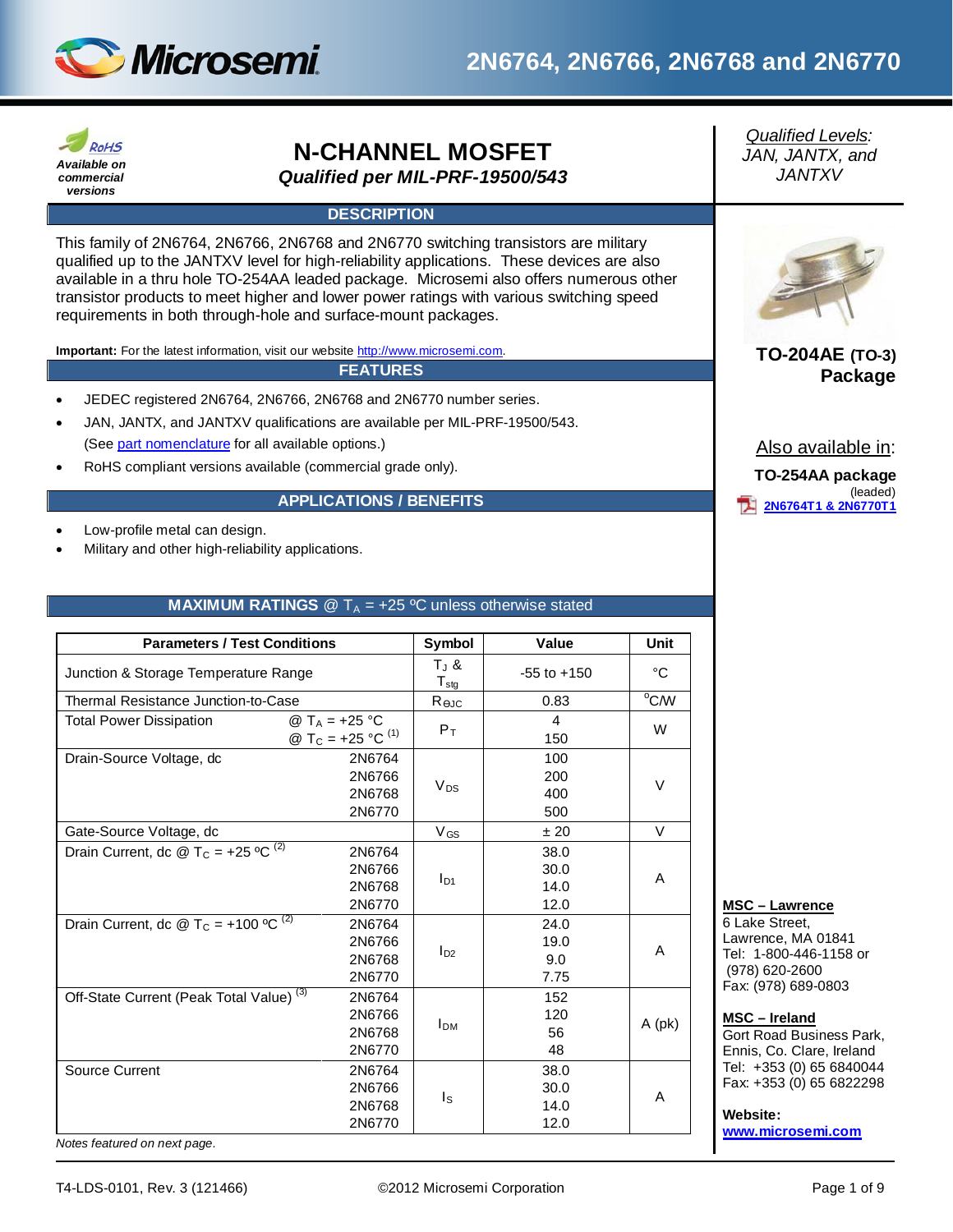# 2N6764, 2N6766, 2N6768 and 2N7770

RoHS
*Available on commercial versions*

## N-CHANNEL MOSFET

*Qualified per MIL-PRF-19500/543*

*Qualified Levels:*
*JAN, JANTX, and JANTXV*

### DESCRIPTION

This family of 2N6764, 2N6766, 2N6768 and 2N6770 switching transistors are military qualified up to the JANTXV level for high-reliability applications. These devices are also available in a thru hole TO-254AA leaded package. Microsemi also offers numerous other transistor products to meet higher and lower power ratings with various switching speed requirements in both through-hole and surface-mount packages.

**Important:** For the latest information, visit our website http://www.microsemi.com.

**TO-204AE (TO-3) Package**

Also available in:

**TO-254AA package**
(leaded)
**2N6764T1 & 2N6770T1**

### FEATURES

- JEDEC registered 2N6764, 2N6766, 2N6768 and 2N6770 number series.
- JAN, JANTX, and JANTXV qualifications are available per MIL-PRF-19500/543. (See part nomenclature for all available options.)
- RoHS compliant versions available (commercial grade only).

### APPLICATIONS / BENEFITS

- Low-profile metal can design.
- Military and other high-reliability applications.

### MAXIMUM RATINGS @ $T_A$ = +25 ºC unless otherwise stated

| Parameters / Test Conditions | | Symbol | Value | Unit |
|---|---|---|---|---|
| Junction & Storage Temperature Range | | $T_J$ & $T_{stg}$ | -55 to +150 | °C |
| Thermal Resistance Junction-to-Case | | $R_{\Theta JC}$ | 0.83 | °C/W |
| Total Power Dissipation | @ $T_A$ = +25 °C | $P_T$ | 4 | W |
| | @ $T_C$ = +25 °C (1) | | 150 | |
| Drain-Source Voltage, dc | 2N6764 | $V_{DS}$ | 100 | V |
| | 2N6766 | | 200 | |
| | 2N6768 | | 400 | |
| | 2N6770 | | 500 | |
| Gate-Source Voltage, dc | | $V_{GS}$ | ± 20 | V |
| Drain Current, dc @ $T_C$ = +25 ºC (2) | 2N6764 | $I_{D1}$ | 38.0 | A |
| | 2N6766 | | 30.0 | |
| | 2N6768 | | 14.0 | |
| | 2N6770 | | 12.0 | |
| Drain Current, dc @ $T_C$ = +100 ºC (2) | 2N6764 | $I_{D2}$ | 24.0 | A |
| | 2N6766 | | 19.0 | |
| | 2N6768 | | 9.0 | |
| | 2N6770 | | 7.75 | |
| Off-State Current (Peak Total Value) (3) | 2N6764 | $I_{DM}$ | 152 | A (pk) |
| | 2N6766 | | 120 | |
| | 2N6768 | | 56 | |
| | 2N6770 | | 48 | |
| Source Current | 2N6764 | $I_S$ | 38.0 | A |
| | 2N6766 | | 30.0 | |
| | 2N6768 | | 14.0 | |
| | 2N6770 | | 12.0 | |

*Notes featured on next page.*

**MSC – Lawrence**
6 Lake Street,
Lawrence, MA 01841
Tel: 1-800-446-1158 or (978) 620-2600
Fax: (978) 689-0803

**MSC – Ireland**
Gort Road Business Park,
Ennis, Co. Clare, Ireland
Tel: +353 (0) 65 6840044
Fax: +353 (0) 65 6822298

**Website:**
**www.microsemi.com**

T4-LDS-0101, Rev. 3 (121466) ©2012 Microsemi Corporation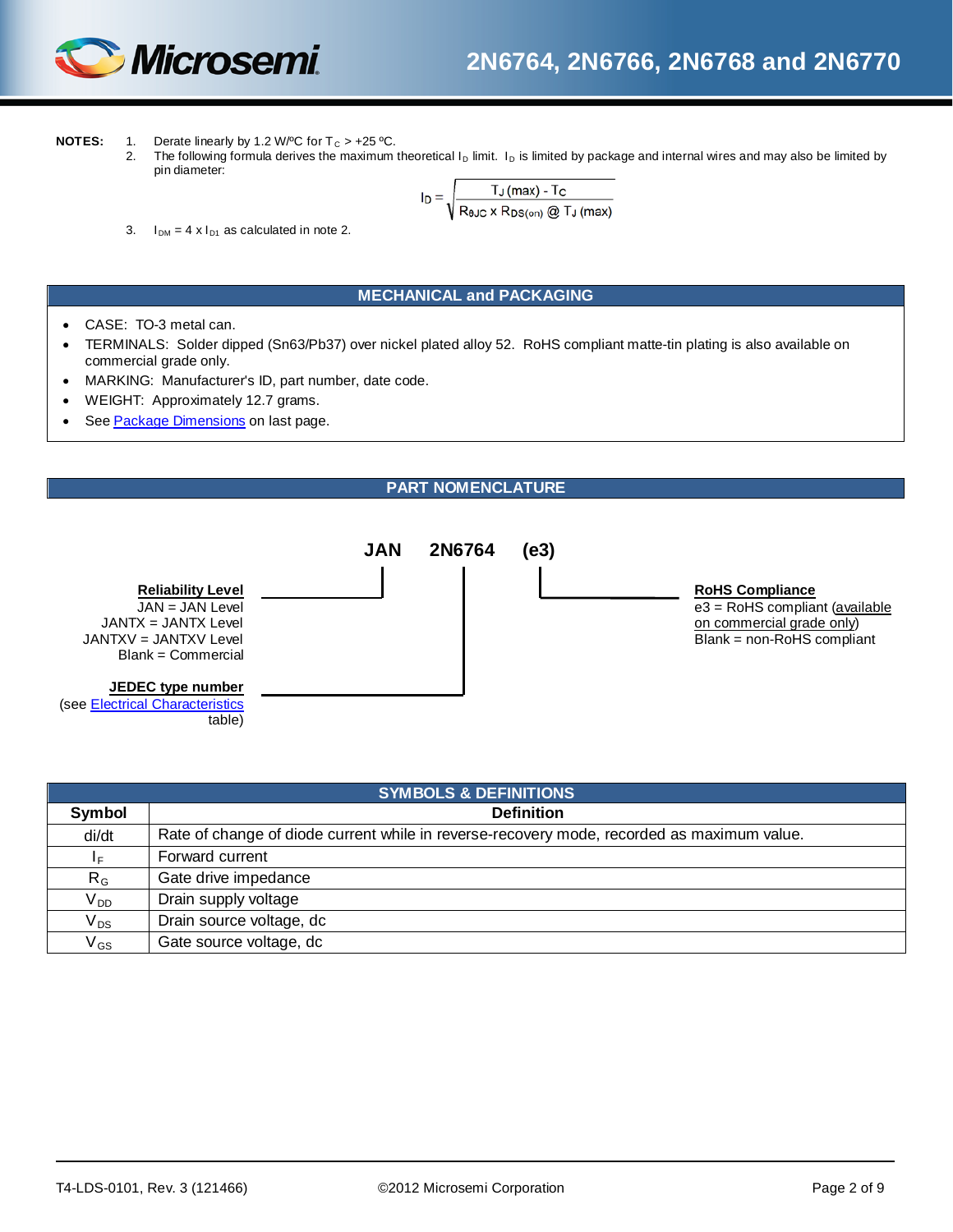**NOTES:**

1. Derate linearly by 1.2 W/ºC for $T_C$ > +25 ºC.
2. The following formula derives the maximum theoretical $I_D$ limit. $I_D$ is limited by package and internal wires and may also be limited by pin diameter:

$$I_D = \sqrt{\frac{T_J(max) - T_C}{R_{\theta JC} \times R_{DS(on)} @ T_J(max)}}$$

3. $I_{DM} = 4 \times I_{D1}$ as calculated in note 2.

## MECHANICAL and PACKAGING

- CASE: TO-3 metal can.
- TERMINALS: Solder dipped (Sn63/Pb37) over nickel plated alloy 52. RoHS compliant matte-tin plating is also available on commercial grade only.
- MARKING: Manufacturer's ID, part number, date code.
- WEIGHT: Approximately 12.7 grams.
- See Package Dimensions on last page.

## PART NOMENCLATURE

**JAN 2N6764 (e3)**

**Reliability Level** (JAN)
- JAN = JAN Level
- JANTX = JANTX Level
- JANTXV = JANTXV Level
- Blank = Commercial

**JEDEC type number** (2N6764)
(see Electrical Characteristics table)

**RoHS Compliance** ((e3))
- e3 = RoHS compliant (available on commercial grade only)
- Blank = non-RoHS compliant

## SYMBOLS & DEFINITIONS

| Symbol | Definition |
|---|---|
| di/dt | Rate of change of diode current while in reverse-recovery mode, recorded as maximum value. |
| $I_F$ | Forward current |
| $R_G$ | Gate drive impedance |
| $V_{DD}$ | Drain supply voltage |
| $V_{DS}$ | Drain source voltage, dc |
| $V_{GS}$ | Gate source voltage, dc |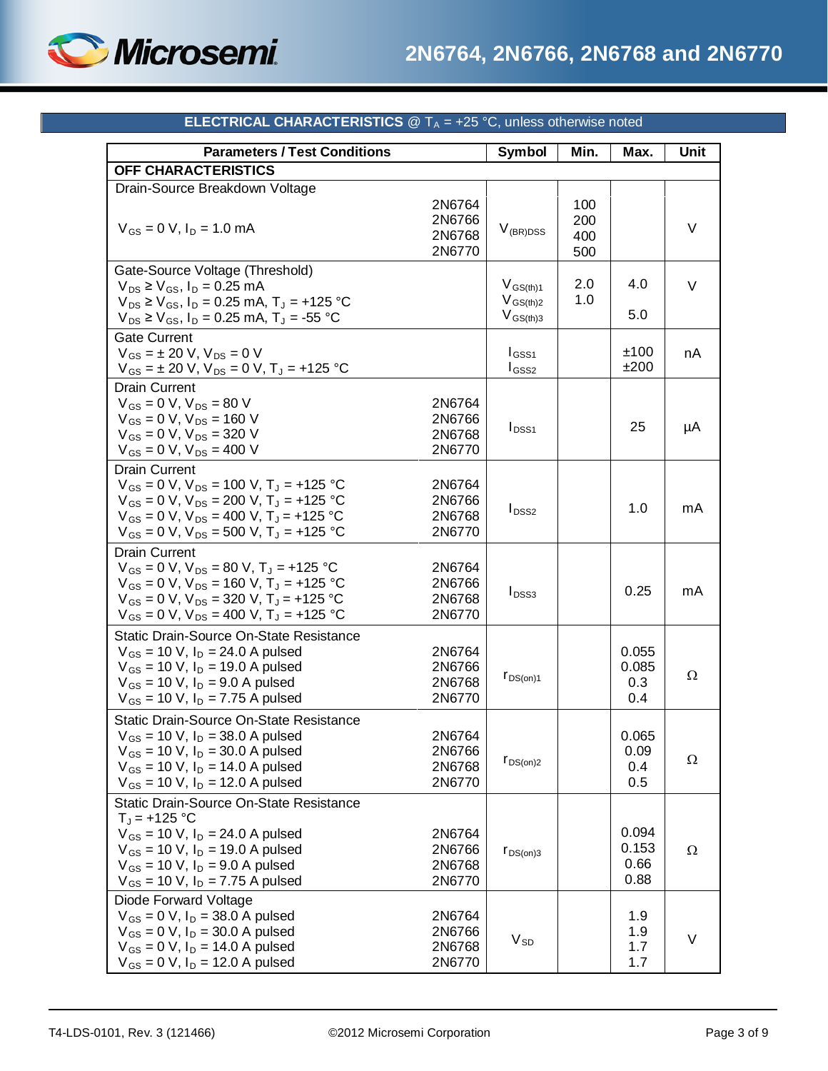## ELECTRICAL CHARACTERISTICS @ $T_A$ = +25 °C, unless otherwise noted

| Parameters / Test Conditions | | Symbol | Min. | Max. | Unit |
|---|---|---|---|---|---|
| **OFF CHARACTERISTICS** | | | | | |
| Drain-Source Breakdown Voltage<br>$V_{GS}$ = 0 V, $I_D$ = 1.0 mA | 2N6764<br>2N6766<br>2N6768<br>2N6770 | $V_{(BR)DSS}$ | 100<br>200<br>400<br>500 | | V |
| Gate-Source Voltage (Threshold)<br>$V_{DS} \geq V_{GS}$, $I_D$ = 0.25 mA<br>$V_{DS} \geq V_{GS}$, $I_D$ = 0.25 mA, $T_J$ = +125 °C<br>$V_{DS} \geq V_{GS}$, $I_D$ = 0.25 mA, $T_J$ = -55 °C | | $V_{GS(th)1}$<br>$V_{GS(th)2}$<br>$V_{GS(th)3}$ | 2.0<br>1.0<br> | 4.0<br><br>5.0 | V |
| Gate Current<br>$V_{GS}$ = ± 20 V, $V_{DS}$ = 0 V<br>$V_{GS}$ = ± 20 V, $V_{DS}$ = 0 V, $T_J$ = +125 °C | | $I_{GSS1}$<br>$I_{GSS2}$ | | ±100<br>±200 | nA |
| Drain Current<br>$V_{GS}$ = 0 V, $V_{DS}$ = 80 V<br>$V_{GS}$ = 0 V, $V_{DS}$ = 160 V<br>$V_{GS}$ = 0 V, $V_{DS}$ = 320 V<br>$V_{GS}$ = 0 V, $V_{DS}$ = 400 V | 2N6764<br>2N6766<br>2N6768<br>2N6770 | $I_{DSS1}$ | | 25 | µA |
| Drain Current<br>$V_{GS}$ = 0 V, $V_{DS}$ = 100 V, $T_J$ = +125 °C<br>$V_{GS}$ = 0 V, $V_{DS}$ = 200 V, $T_J$ = +125 °C<br>$V_{GS}$ = 0 V, $V_{DS}$ = 400 V, $T_J$ = +125 °C<br>$V_{GS}$ = 0 V, $V_{DS}$ = 500 V, $T_J$ = +125 °C | 2N6764<br>2N6766<br>2N6768<br>2N6770 | $I_{DSS2}$ | | 1.0 | mA |
| Drain Current<br>$V_{GS}$ = 0 V, $V_{DS}$ = 80 V, $T_J$ = +125 °C<br>$V_{GS}$ = 0 V, $V_{DS}$ = 160 V, $T_J$ = +125 °C<br>$V_{GS}$ = 0 V, $V_{DS}$ = 320 V, $T_J$ = +125 °C<br>$V_{GS}$ = 0 V, $V_{DS}$ = 400 V, $T_J$ = +125 °C | 2N6764<br>2N6766<br>2N6768<br>2N6770 | $I_{DSS3}$ | | 0.25 | mA |
| Static Drain-Source On-State Resistance<br>$V_{GS}$ = 10 V, $I_D$ = 24.0 A pulsed<br>$V_{GS}$ = 10 V, $I_D$ = 19.0 A pulsed<br>$V_{GS}$ = 10 V, $I_D$ = 9.0 A pulsed<br>$V_{GS}$ = 10 V, $I_D$ = 7.75 A pulsed | 2N6764<br>2N6766<br>2N6768<br>2N6770 | $r_{DS(on)1}$ | | 0.055<br>0.085<br>0.3<br>0.4 | Ω |
| Static Drain-Source On-State Resistance<br>$V_{GS}$ = 10 V, $I_D$ = 38.0 A pulsed<br>$V_{GS}$ = 10 V, $I_D$ = 30.0 A pulsed<br>$V_{GS}$ = 10 V, $I_D$ = 14.0 A pulsed<br>$V_{GS}$ = 10 V, $I_D$ = 12.0 A pulsed | 2N6764<br>2N6766<br>2N6768<br>2N6770 | $r_{DS(on)2}$ | | 0.065<br>0.09<br>0.4<br>0.5 | Ω |
| Static Drain-Source On-State Resistance<br>$T_J$ = +125 °C<br>$V_{GS}$ = 10 V, $I_D$ = 24.0 A pulsed<br>$V_{GS}$ = 10 V, $I_D$ = 19.0 A pulsed<br>$V_{GS}$ = 10 V, $I_D$ = 9.0 A pulsed<br>$V_{GS}$ = 10 V, $I_D$ = 7.75 A pulsed | <br>2N6764<br>2N6766<br>2N6768<br>2N6770 | $r_{DS(on)3}$ | | 0.094<br>0.153<br>0.66<br>0.88 | Ω |
| Diode Forward Voltage<br>$V_{GS}$ = 0 V, $I_D$ = 38.0 A pulsed<br>$V_{GS}$ = 0 V, $I_D$ = 30.0 A pulsed<br>$V_{GS}$ = 0 V, $I_D$ = 14.0 A pulsed<br>$V_{GS}$ = 0 V, $I_D$ = 12.0 A pulsed | 2N6764<br>2N6766<br>2N6768<br>2N6770 | $V_{SD}$ | | 1.9<br>1.9<br>1.7<br>1.7 | V |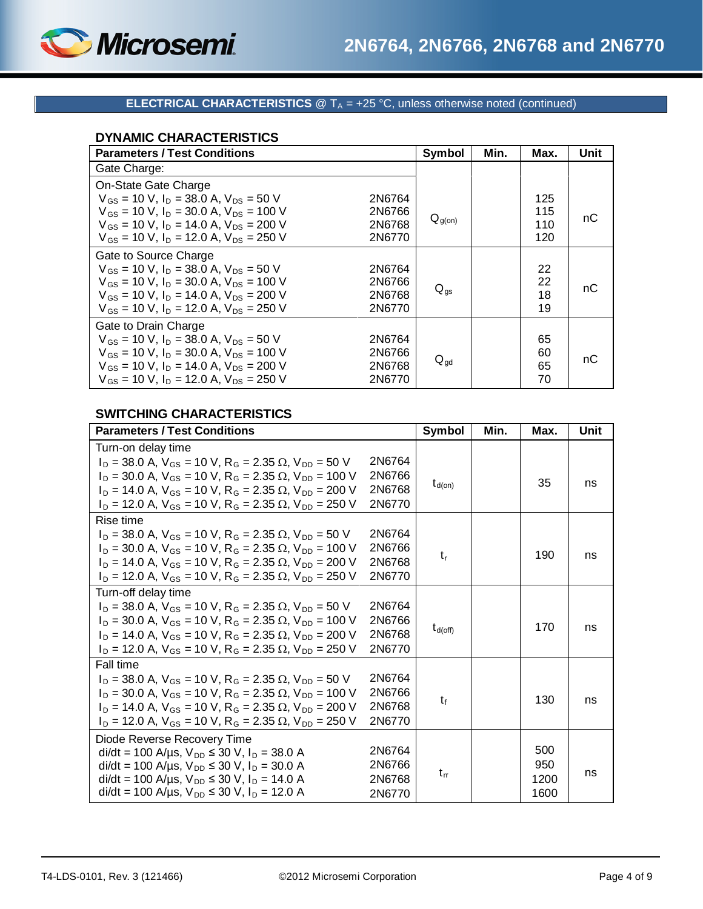## ELECTRICAL CHARACTERISTICS @ $T_A$ = +25 °C, unless otherwise noted (continued)

### DYNAMIC CHARACTERISTICS

| Parameters / Test Conditions | | Symbol | Min. | Max. | Unit |
|---|---|---|---|---|---|
| Gate Charge: | | | | | |
| On-State Gate Charge<br>$V_{GS}$ = 10 V, $I_D$ = 38.0 A, $V_{DS}$ = 50 V<br>$V_{GS}$ = 10 V, $I_D$ = 30.0 A, $V_{DS}$ = 100 V<br>$V_{GS}$ = 10 V, $I_D$ = 14.0 A, $V_{DS}$ = 200 V<br>$V_{GS}$ = 10 V, $I_D$ = 12.0 A, $V_{DS}$ = 250 V | <br>2N6764<br>2N6766<br>2N6768<br>2N6770 | $Q_{g(on)}$ | | <br>125<br>115<br>110<br>120 | nC |
| Gate to Source Charge<br>$V_{GS}$ = 10 V, $I_D$ = 38.0 A, $V_{DS}$ = 50 V<br>$V_{GS}$ = 10 V, $I_D$ = 30.0 A, $V_{DS}$ = 100 V<br>$V_{GS}$ = 10 V, $I_D$ = 14.0 A, $V_{DS}$ = 200 V<br>$V_{GS}$ = 10 V, $I_D$ = 12.0 A, $V_{DS}$ = 250 V | <br>2N6764<br>2N6766<br>2N6768<br>2N6770 | $Q_{gs}$ | | <br>22<br>22<br>18<br>19 | nC |
| Gate to Drain Charge<br>$V_{GS}$ = 10 V, $I_D$ = 38.0 A, $V_{DS}$ = 50 V<br>$V_{GS}$ = 10 V, $I_D$ = 30.0 A, $V_{DS}$ = 100 V<br>$V_{GS}$ = 10 V, $I_D$ = 14.0 A, $V_{DS}$ = 200 V<br>$V_{GS}$ = 10 V, $I_D$ = 12.0 A, $V_{DS}$ = 250 V | <br>2N6764<br>2N6766<br>2N6768<br>2N6770 | $Q_{gd}$ | | <br>65<br>60<br>65<br>70 | nC |

### SWITCHING CHARACTERISTICS

| Parameters / Test Conditions | | Symbol | Min. | Max. | Unit |
|---|---|---|---|---|---|
| Turn-on delay time<br>$I_D$ = 38.0 A, $V_{GS}$ = 10 V, $R_G$ = 2.35 Ω, $V_{DD}$ = 50 V<br>$I_D$ = 30.0 A, $V_{GS}$ = 10 V, $R_G$ = 2.35 Ω, $V_{DD}$ = 100 V<br>$I_D$ = 14.0 A, $V_{GS}$ = 10 V, $R_G$ = 2.35 Ω, $V_{DD}$ = 200 V<br>$I_D$ = 12.0 A, $V_{GS}$ = 10 V, $R_G$ = 2.35 Ω, $V_{DD}$ = 250 V | <br>2N6764<br>2N6766<br>2N6768<br>2N6770 | $t_{d(on)}$ | | 35 | ns |
| Rise time<br>$I_D$ = 38.0 A, $V_{GS}$ = 10 V, $R_G$ = 2.35 Ω, $V_{DD}$ = 50 V<br>$I_D$ = 30.0 A, $V_{GS}$ = 10 V, $R_G$ = 2.35 Ω, $V_{DD}$ = 100 V<br>$I_D$ = 14.0 A, $V_{GS}$ = 10 V, $R_G$ = 2.35 Ω, $V_{DD}$ = 200 V<br>$I_D$ = 12.0 A, $V_{GS}$ = 10 V, $R_G$ = 2.35 Ω, $V_{DD}$ = 250 V | <br>2N6764<br>2N6766<br>2N6768<br>2N6770 | $t_r$ | | 190 | ns |
| Turn-off delay time<br>$I_D$ = 38.0 A, $V_{GS}$ = 10 V, $R_G$ = 2.35 Ω, $V_{DD}$ = 50 V<br>$I_D$ = 30.0 A, $V_{GS}$ = 10 V, $R_G$ = 2.35 Ω, $V_{DD}$ = 100 V<br>$I_D$ = 14.0 A, $V_{GS}$ = 10 V, $R_G$ = 2.35 Ω, $V_{DD}$ = 200 V<br>$I_D$ = 12.0 A, $V_{GS}$ = 10 V, $R_G$ = 2.35 Ω, $V_{DD}$ = 250 V | <br>2N6764<br>2N6766<br>2N6768<br>2N6770 | $t_{d(off)}$ | | 170 | ns |
| Fall time<br>$I_D$ = 38.0 A, $V_{GS}$ = 10 V, $R_G$ = 2.35 Ω, $V_{DD}$ = 50 V<br>$I_D$ = 30.0 A, $V_{GS}$ = 10 V, $R_G$ = 2.35 Ω, $V_{DD}$ = 100 V<br>$I_D$ = 14.0 A, $V_{GS}$ = 10 V, $R_G$ = 2.35 Ω, $V_{DD}$ = 200 V<br>$I_D$ = 12.0 A, $V_{GS}$ = 10 V, $R_G$ = 2.35 Ω, $V_{DD}$ = 250 V | <br>2N6764<br>2N6766<br>2N6768<br>2N6770 | $t_f$ | | 130 | ns |
| Diode Reverse Recovery Time<br>di/dt = 100 A/µs, $V_{DD}$ ≤ 30 V, $I_D$ = 38.0 A<br>di/dt = 100 A/µs, $V_{DD}$ ≤ 30 V, $I_D$ = 30.0 A<br>di/dt = 100 A/µs, $V_{DD}$ ≤ 30 V, $I_D$ = 14.0 A<br>di/dt = 100 A/µs, $V_{DD}$ ≤ 30 V, $I_D$ = 12.0 A | <br>2N6764<br>2N6766<br>2N6768<br>2N6770 | $t_{rr}$ | | <br>500<br>950<br>1200<br>1600 | ns |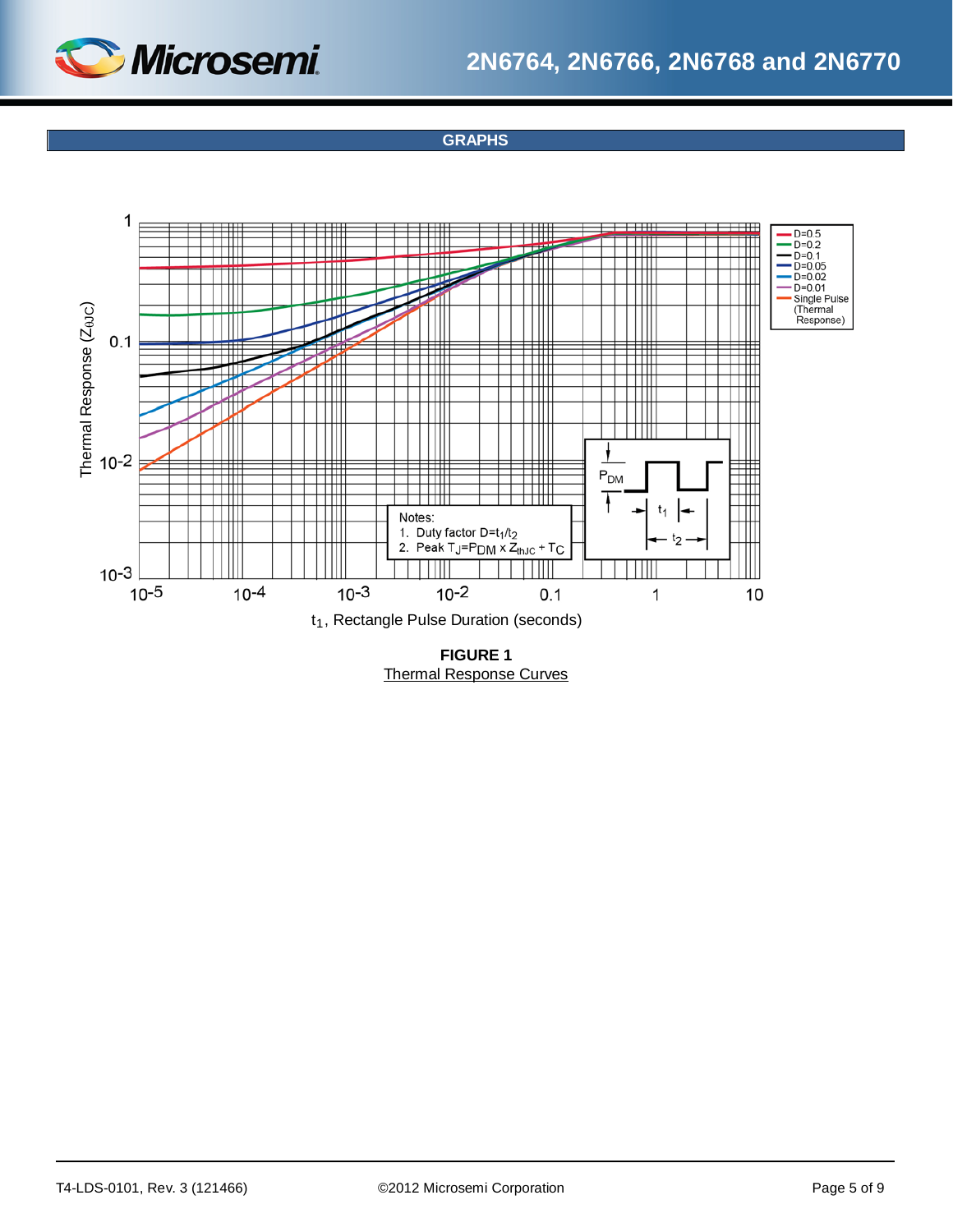## GRAPHS

Thermal Response ($Z_{\theta JC}$)

D=0.5
D=0.2
D=0.1
D=0.05
D=0.02
D=0.01
Single Pulse (Thermal Response)

Notes:
1. Duty factor $D=t_1/t_2$
2. Peak $T_J=P_{DM} \times Z_{thJC} + T_C$

$t_1$, Rectangle Pulse Duration (seconds)

**FIGURE 1**
Thermal Response Curves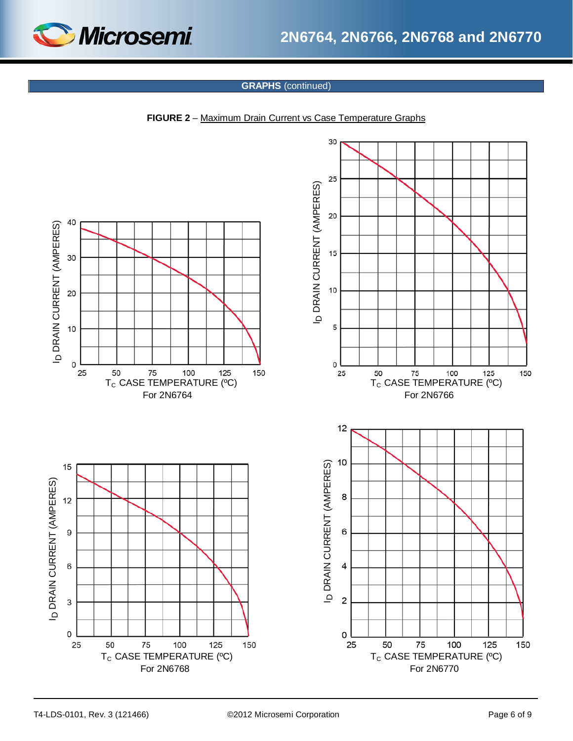## GRAPHS (continued)

**FIGURE 2** – Maximum Drain Current vs Case Temperature Graphs

$I_D$ DRAIN CURRENT (AMPERES)

$T_C$ CASE TEMPERATURE (ºC)

For 2N6764

$I_D$ DRAIN CURRENT (AMPERES)

$T_C$ CASE TEMPERATURE (ºC)

For 2N6766

$I_D$ DRAIN CURRENT (AMPERES)

$T_C$ CASE TEMPERATURE (ºC)

For 2N6768

$I_D$ DRAIN CURRENT (AMPERES)

$T_C$ CASE TEMPERATURE (ºC)

For 2N6770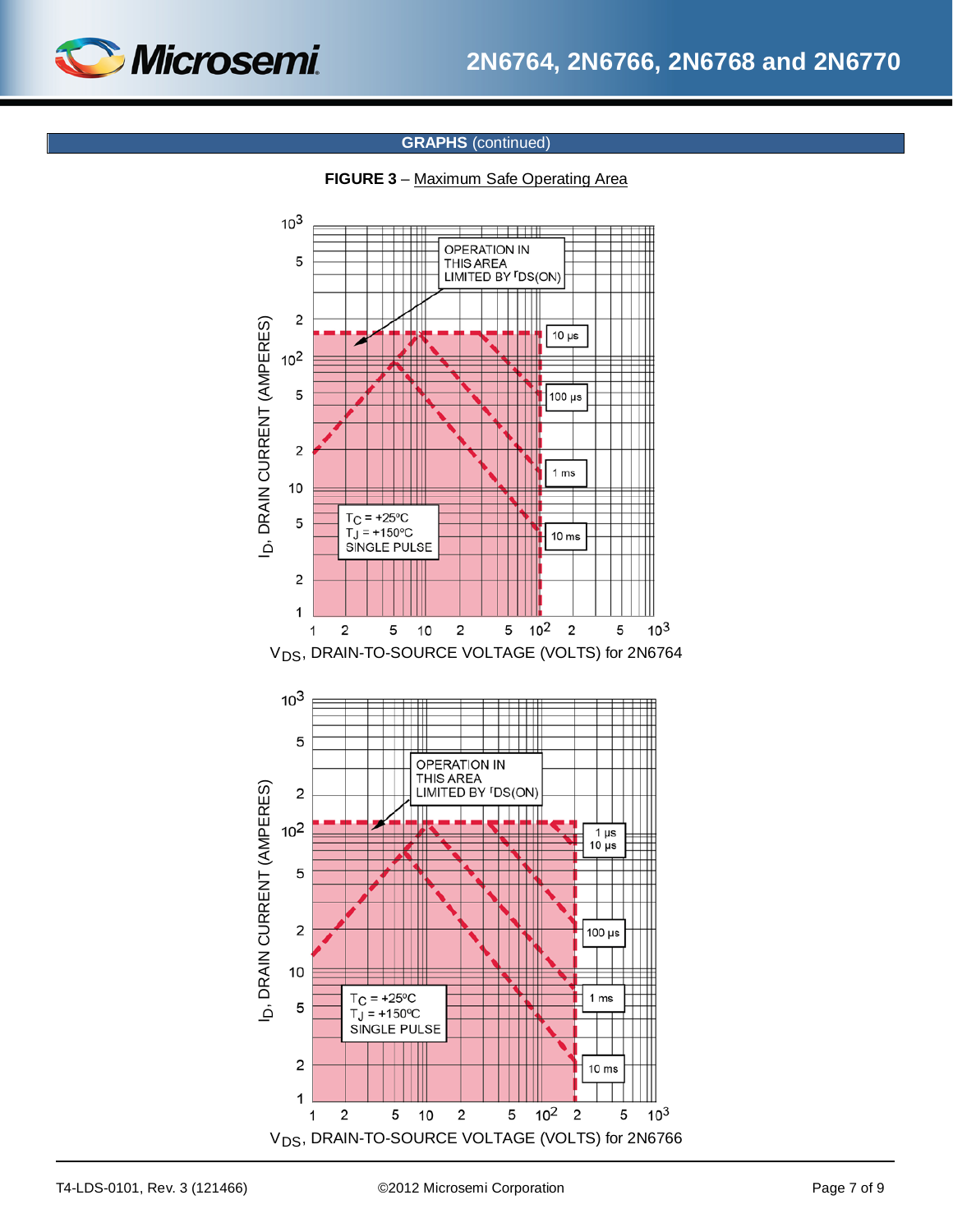## GRAPHS (continued)

**FIGURE 3** – Maximum Safe Operating Area

$V_{DS}$, DRAIN-TO-SOURCE VOLTAGE (VOLTS) for 2N6764

$V_{DS}$, DRAIN-TO-SOURCE VOLTAGE (VOLTS) for 2N6766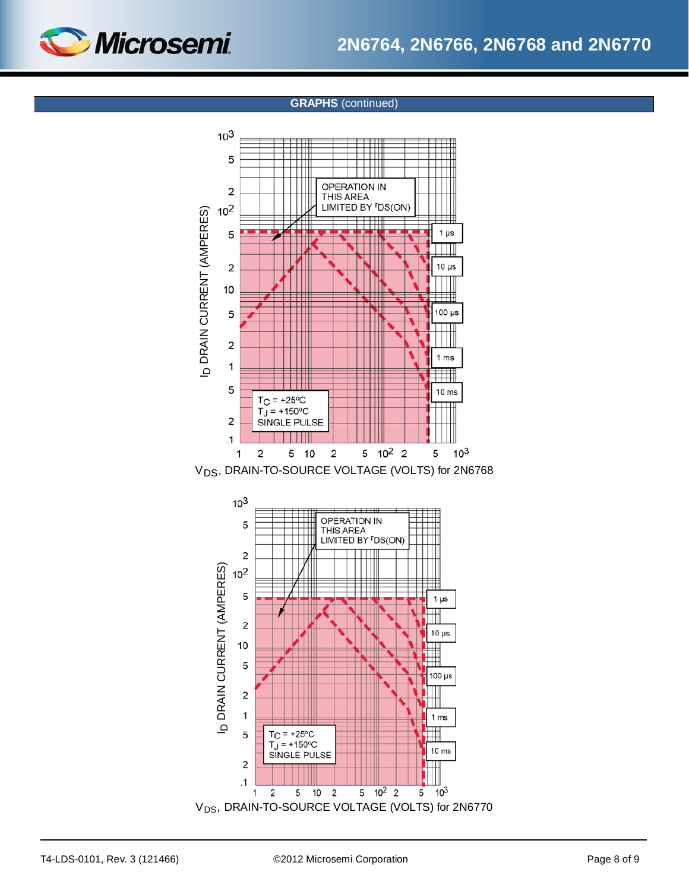## GRAPHS (continued)

OPERATION IN THIS AREA LIMITED BY $r_{DS(ON)}$

1 µs

10 µs

100 µs

1 ms

10 ms

$T_C$ = +25ºC
$T_J$ = +150ºC
SINGLE PULSE

$I_D$ DRAIN CURRENT (AMPERES)

$V_{DS}$, DRAIN-TO-SOURCE VOLTAGE (VOLTS) for 2N6768

OPERATION IN THIS AREA LIMITED BY $r_{DS(ON)}$

1 µs

10 µs

100 µs

1 ms

10 ms

$T_C$ = +25ºC
$T_J$ = +150ºC
SINGLE PULSE

$I_D$ DRAIN CURRENT (AMPERES)

$V_{DS}$, DRAIN-TO-SOURCE VOLTAGE (VOLTS) for 2N6770

T4-LDS-0101, Rev. 3 (121466) ©2012 Microsemi Corporation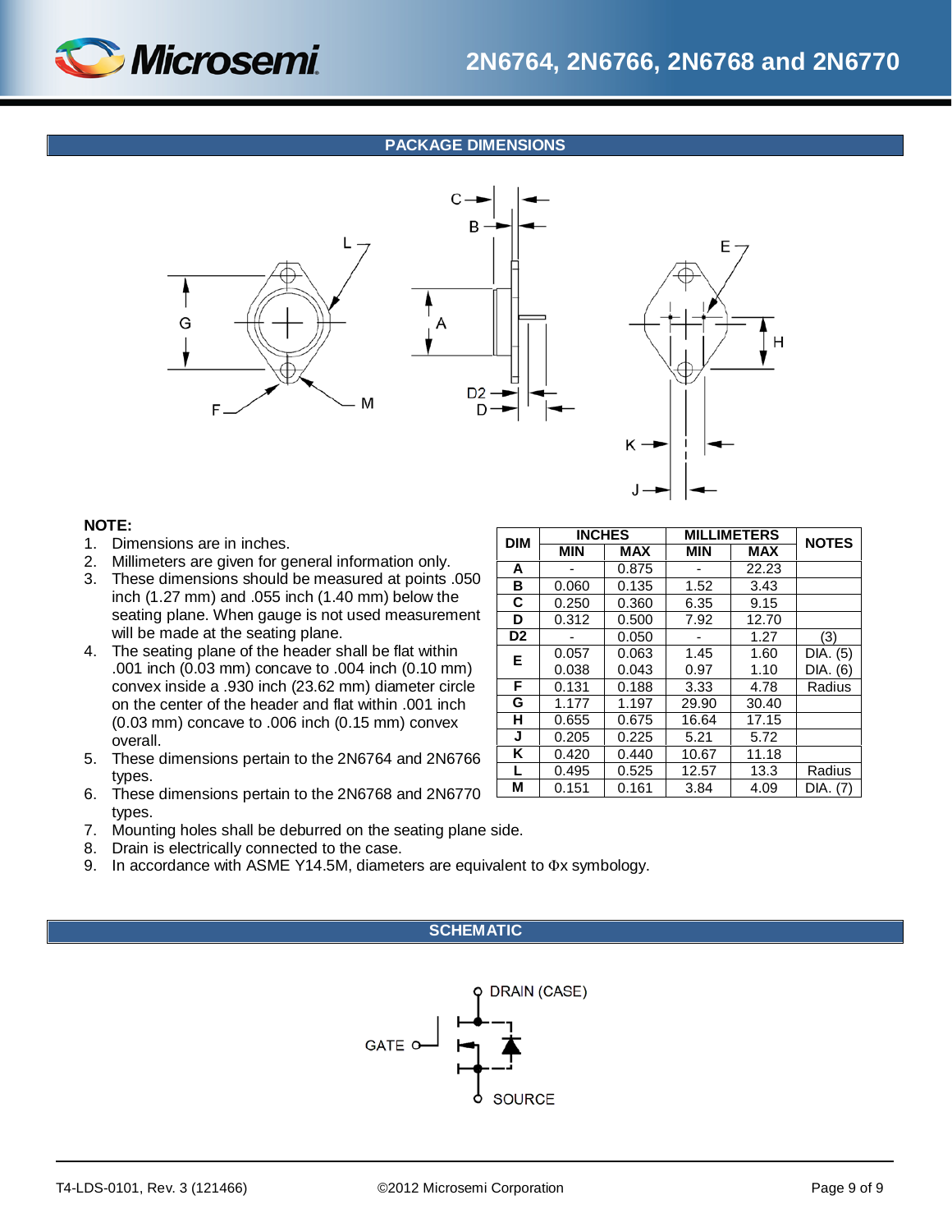## PACKAGE DIMENSIONS

**NOTE:**

1. Dimensions are in inches.
2. Millimeters are given for general information only.
3. These dimensions should be measured at points .050 inch (1.27 mm) and .055 inch (1.40 mm) below the seating plane. When gauge is not used measurement will be made at the seating plane.
4. The seating plane of the header shall be flat within .001 inch (0.03 mm) concave to .004 inch (0.10 mm) convex inside a .930 inch (23.62 mm) diameter circle on the center of the header and flat within .001 inch (0.03 mm) concave to .006 inch (0.15 mm) convex overall.
5. These dimensions pertain to the 2N6764 and 2N6766 types.
6. These dimensions pertain to the 2N6768 and 2N6770 types.
7. Mounting holes shall be deburred on the seating plane side.
8. Drain is electrically connected to the case.
9. In accordance with ASME Y14.5M, diameters are equivalent to Φx symbology.

| DIM | INCHES | | MILLIMETERS | | NOTES |
|---|---|---|---|---|---|
| | MIN | MAX | MIN | MAX | |
| A | - | 0.875 | - | 22.23 | |
| B | 0.060 | 0.135 | 1.52 | 3.43 | |
| C | 0.250 | 0.360 | 6.35 | 9.15 | |
| D | 0.312 | 0.500 | 7.92 | 12.70 | |
| D2 | - | 0.050 | - | 1.27 | (3) |
| E | 0.057 | 0.063 | 1.45 | 1.60 | DIA. (5) |
| | 0.038 | 0.043 | 0.97 | 1.10 | DIA. (6) |
| F | 0.131 | 0.188 | 3.33 | 4.78 | Radius |
| G | 1.177 | 1.197 | 29.90 | 30.40 | |
| H | 0.655 | 0.675 | 16.64 | 17.15 | |
| J | 0.205 | 0.225 | 5.21 | 5.72 | |
| K | 0.420 | 0.440 | 10.67 | 11.18 | |
| L | 0.495 | 0.525 | 12.57 | 13.3 | Radius |
| M | 0.151 | 0.161 | 3.84 | 4.09 | DIA. (7) |

## SCHEMATIC

DRAIN (CASE)

GATE

SOURCE